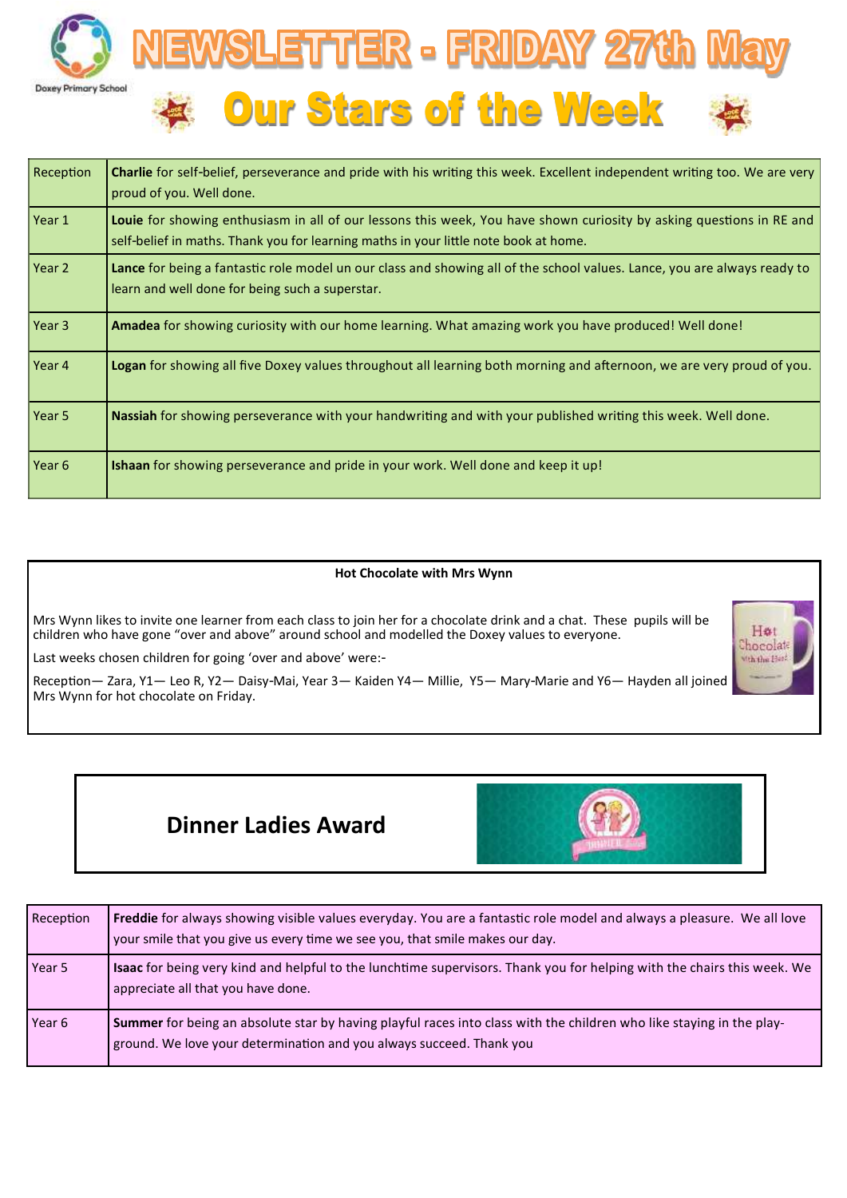Doxey Primary School

# NEWSLETTER - FRIDAY 27th May

## Our Stars of the Week

| | |
|---|---|
| Reception | **Charlie** for self-belief, perseverance and pride with his writing this week. Excellent independent writing too. We are very proud of you. Well done. |
| Year 1 | **Louie** for showing enthusiasm in all of our lessons this week, You have shown curiosity by asking questions in RE and self-belief in maths. Thank you for learning maths in your little note book at home. |
| Year 2 | **Lance** for being a fantastic role model un our class and showing all of the school values. Lance, you are always ready to learn and well done for being such a superstar. |
| Year 3 | **Amadea** for showing curiosity with our home learning. What amazing work you have produced! Well done! |
| Year 4 | **Logan** for showing all five Doxey values throughout all learning both morning and afternoon, we are very proud of you. |
| Year 5 | **Nassiah** for showing perseverance with your handwriting and with your published writing this week. Well done. |
| Year 6 | **Ishaan** for showing perseverance and pride in your work. Well done and keep it up! |

**Hot Chocolate with Mrs Wynn**

Mrs Wynn likes to invite one learner from each class to join her for a chocolate drink and a chat. These pupils will be children who have gone "over and above" around school and modelled the Doxey values to everyone.

Last weeks chosen children for going 'over and above' were:-

Reception— Zara, Y1— Leo R, Y2— Daisy-Mai, Year 3— Kaiden Y4— Millie, Y5— Mary-Marie and Y6— Hayden all joined Mrs Wynn for hot chocolate on Friday.

## Dinner Ladies Award

| | |
|---|---|
| Reception | **Freddie** for always showing visible values everyday. You are a fantastic role model and always a pleasure. We all love your smile that you give us every time we see you, that smile makes our day. |
| Year 5 | **Isaac** for being very kind and helpful to the lunchtime supervisors. Thank you for helping with the chairs this week. We appreciate all that you have done. |
| Year 6 | **Summer** for being an absolute star by having playful races into class with the children who like staying in the play-ground. We love your determination and you always succeed. Thank you |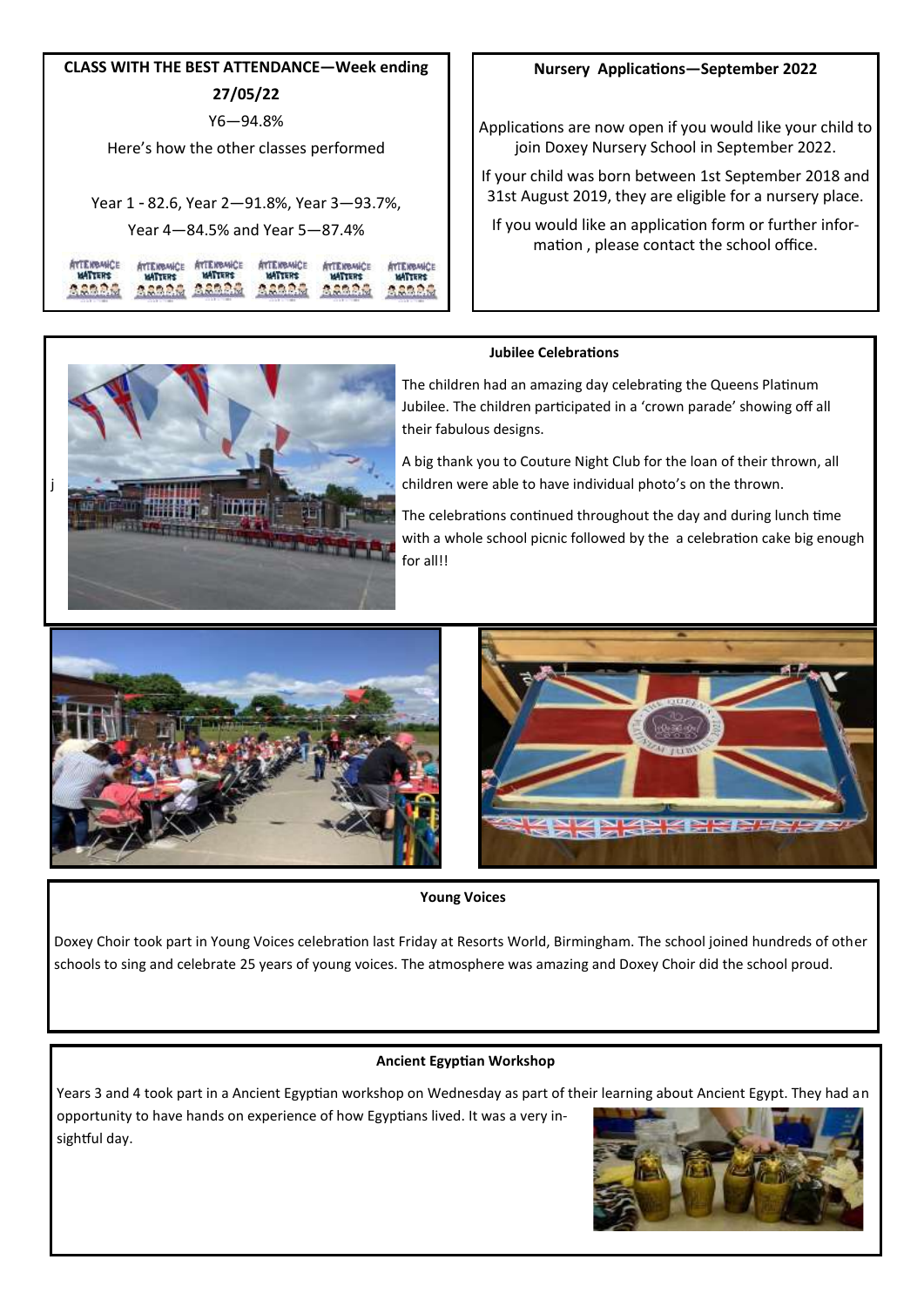**CLASS WITH THE BEST ATTENDANCE—Week ending 27/05/22**

Y6—94.8%

Here's how the other classes performed

Year 1 - 82.6, Year 2—91.8%, Year 3—93.7%, Year 4—84.5% and Year 5—87.4%

**Nursery Applications—September 2022**

Applications are now open if you would like your child to join Doxey Nursery School in September 2022.

If your child was born between 1st September 2018 and 31st August 2019, they are eligible for a nursery place.

If you would like an application form or further information , please contact the school office.

**Jubilee Celebrations**

The children had an amazing day celebrating the Queens Platinum Jubilee. The children participated in a 'crown parade' showing off all their fabulous designs.

A big thank you to Couture Night Club for the loan of their thrown, all children were able to have individual photo's on the thrown.

The celebrations continued throughout the day and during lunch time with a whole school picnic followed by the a celebration cake big enough for all!!

**Young Voices**

Doxey Choir took part in Young Voices celebration last Friday at Resorts World, Birmingham. The school joined hundreds of other schools to sing and celebrate 25 years of young voices. The atmosphere was amazing and Doxey Choir did the school proud.

**Ancient Egyptian Workshop**

Years 3 and 4 took part in a Ancient Egyptian workshop on Wednesday as part of their learning about Ancient Egypt. They had an opportunity to have hands on experience of how Egyptians lived. It was a very insightful day.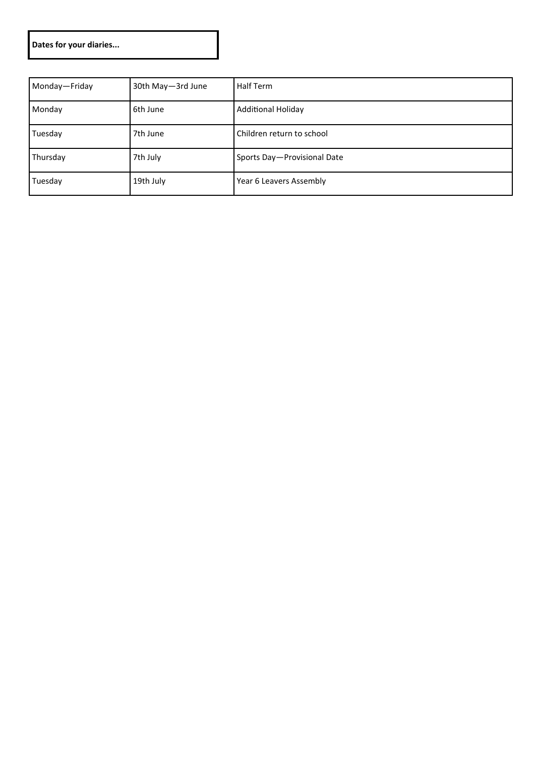**Dates for your diaries...**

| | | |
|---|---|---|
| Monday—Friday | 30th May—3rd June | Half Term |
| Monday | 6th June | Additional Holiday |
| Tuesday | 7th June | Children return to school |
| Thursday | 7th July | Sports Day—Provisional Date |
| Tuesday | 19th July | Year 6 Leavers Assembly |